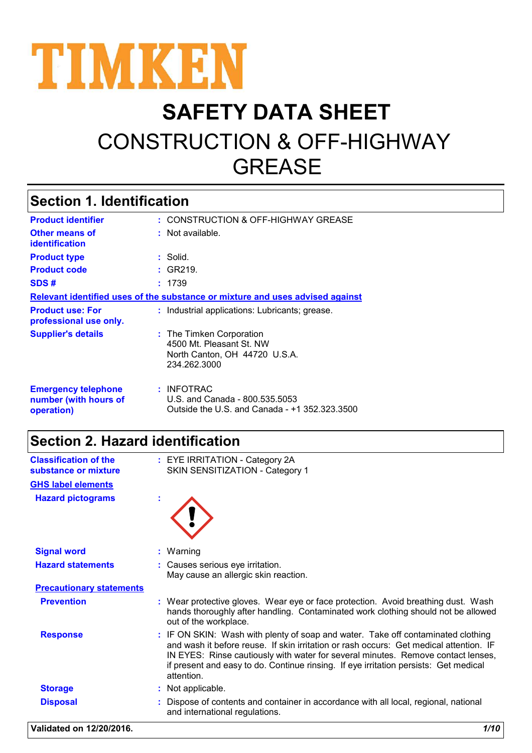TIMKEN

# SAFETY DATA SHEET

# CONSTRUCTION & OFF-HIGHWAY GREASE

## Section 1. Identification

| | | |
|---|---|---|
| **Product identifier** | : | CONSTRUCTION & OFF-HIGHWAY GREASE |
| **Other means of identification** | : | Not available. |
| **Product type** | : | Solid. |
| **Product code** | : | GR219. |
| **SDS #** | : | 1739 |

**Relevant identified uses of the substance or mixture and uses advised against**

| | | |
|---|---|---|
| **Product use: For professional use only.** | : | Industrial applications: Lubricants; grease. |
| **Supplier's details** | : | The Timken Corporation<br>4500 Mt. Pleasant St. NW<br>North Canton, OH 44720 U.S.A.<br>234.262.3000 |
| **Emergency telephone number (with hours of operation)** | : | INFOTRAC<br>U.S. and Canada - 800.535.5053<br>Outside the U.S. and Canada - +1 352.323.3500 |

## Section 2. Hazard identification

| | | |
|---|---|---|
| **Classification of the substance or mixture** | : | EYE IRRITATION - Category 2A<br>SKIN SENSITIZATION - Category 1 |

**GHS label elements**

| | | |
|---|---|---|
| **Hazard pictograms** | : | |
| **Signal word** | : | Warning |
| **Hazard statements** | : | Causes serious eye irritation.<br>May cause an allergic skin reaction. |

**Precautionary statements**

| | | |
|---|---|---|
| **Prevention** | : | Wear protective gloves. Wear eye or face protection. Avoid breathing dust. Wash hands thoroughly after handling. Contaminated work clothing should not be allowed out of the workplace. |
| **Response** | : | IF ON SKIN: Wash with plenty of soap and water. Take off contaminated clothing and wash it before reuse. If skin irritation or rash occurs: Get medical attention. IF IN EYES: Rinse cautiously with water for several minutes. Remove contact lenses, if present and easy to do. Continue rinsing. If eye irritation persists: Get medical attention. |
| **Storage** | : | Not applicable. |
| **Disposal** | : | Dispose of contents and container in accordance with all local, regional, national and international regulations. |

**Validated on 12/20/2016.**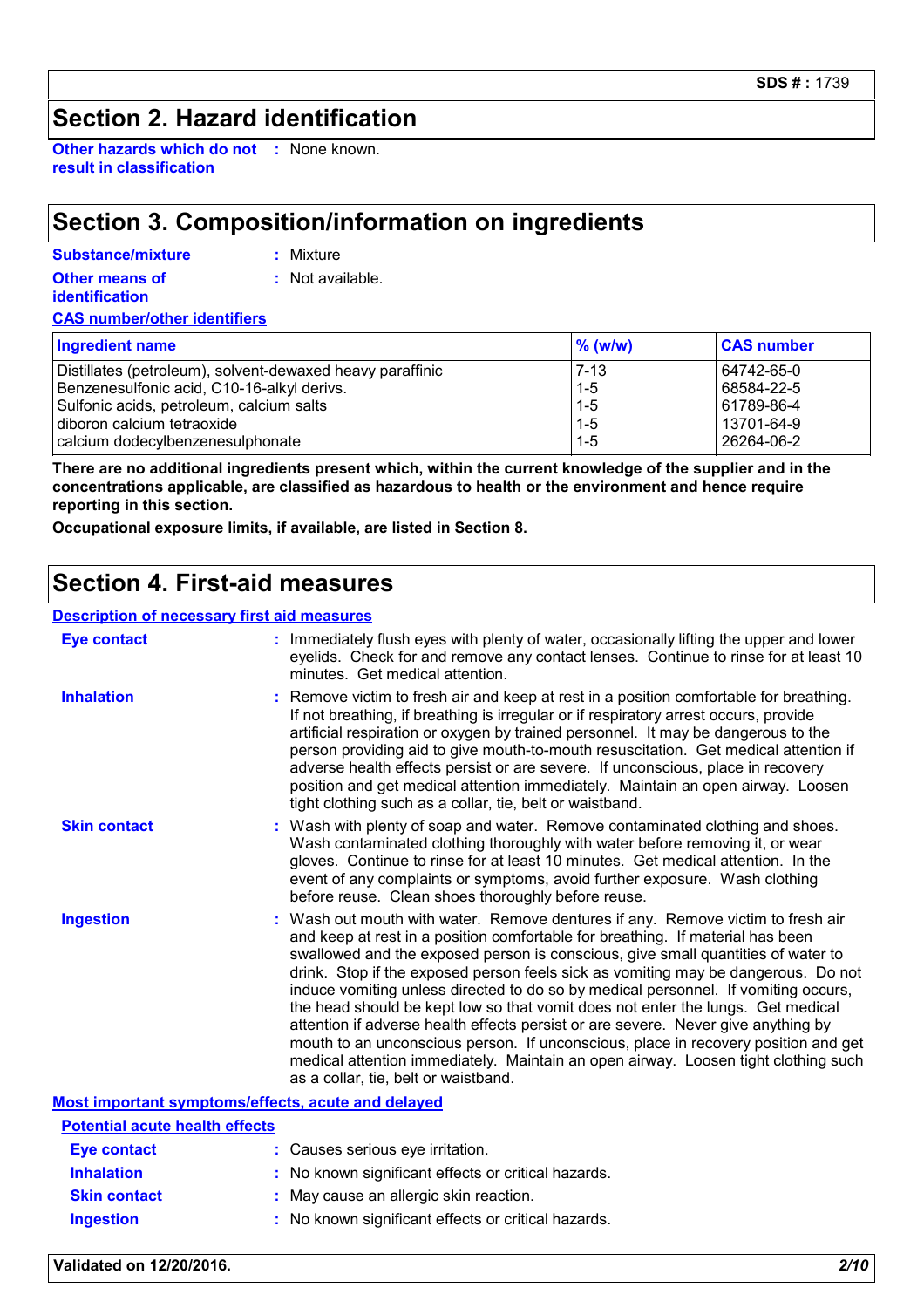## Section 2. Hazard identification

**Other hazards which do not result in classification** : None known.

## Section 3. Composition/information on ingredients

**Substance/mixture** : Mixture

**Other means of identification** : Not available.

**CAS number/other identifiers**

| Ingredient name | % (w/w) | CAS number |
|---|---|---|
| Distillates (petroleum), solvent-dewaxed heavy paraffinic | 7-13 | 64742-65-0 |
| Benzenesulfonic acid, C10-16-alkyl derivs. | 1-5 | 68584-22-5 |
| Sulfonic acids, petroleum, calcium salts | 1-5 | 61789-86-4 |
| diboron calcium tetraoxide | 1-5 | 13701-64-9 |
| calcium dodecylbenzenesulphonate | 1-5 | 26264-06-2 |

**There are no additional ingredients present which, within the current knowledge of the supplier and in the concentrations applicable, are classified as hazardous to health or the environment and hence require reporting in this section.**

**Occupational exposure limits, if available, are listed in Section 8.**

## Section 4. First-aid measures

**Description of necessary first aid measures**

**Eye contact** : Immediately flush eyes with plenty of water, occasionally lifting the upper and lower eyelids. Check for and remove any contact lenses. Continue to rinse for at least 10 minutes. Get medical attention.

**Inhalation** : Remove victim to fresh air and keep at rest in a position comfortable for breathing. If not breathing, if breathing is irregular or if respiratory arrest occurs, provide artificial respiration or oxygen by trained personnel. It may be dangerous to the person providing aid to give mouth-to-mouth resuscitation. Get medical attention if adverse health effects persist or are severe. If unconscious, place in recovery position and get medical attention immediately. Maintain an open airway. Loosen tight clothing such as a collar, tie, belt or waistband.

**Skin contact** : Wash with plenty of soap and water. Remove contaminated clothing and shoes. Wash contaminated clothing thoroughly with water before removing it, or wear gloves. Continue to rinse for at least 10 minutes. Get medical attention. In the event of any complaints or symptoms, avoid further exposure. Wash clothing before reuse. Clean shoes thoroughly before reuse.

**Ingestion** : Wash out mouth with water. Remove dentures if any. Remove victim to fresh air and keep at rest in a position comfortable for breathing. If material has been swallowed and the exposed person is conscious, give small quantities of water to drink. Stop if the exposed person feels sick as vomiting may be dangerous. Do not induce vomiting unless directed to do so by medical personnel. If vomiting occurs, the head should be kept low so that vomit does not enter the lungs. Get medical attention if adverse health effects persist or are severe. Never give anything by mouth to an unconscious person. If unconscious, place in recovery position and get medical attention immediately. Maintain an open airway. Loosen tight clothing such as a collar, tie, belt or waistband.

**Most important symptoms/effects, acute and delayed**

**Potential acute health effects**

**Eye contact** : Causes serious eye irritation.

**Inhalation** : No known significant effects or critical hazards.

**Skin contact** : May cause an allergic skin reaction.

**Ingestion** : No known significant effects or critical hazards.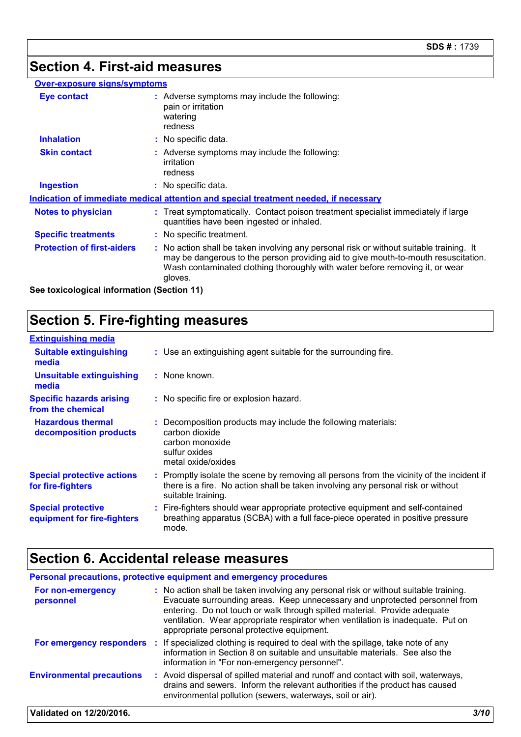## Section 4. First-aid measures

### Over-exposure signs/symptoms

**Eye contact** : Adverse symptoms may include the following:
pain or irritation
watering
redness

**Inhalation** : No specific data.

**Skin contact** : Adverse symptoms may include the following:
irritation
redness

**Ingestion** : No specific data.

### Indication of immediate medical attention and special treatment needed, if necessary

**Notes to physician** : Treat symptomatically. Contact poison treatment specialist immediately if large quantities have been ingested or inhaled.

**Specific treatments** : No specific treatment.

**Protection of first-aiders** : No action shall be taken involving any personal risk or without suitable training. It may be dangerous to the person providing aid to give mouth-to-mouth resuscitation. Wash contaminated clothing thoroughly with water before removing it, or wear gloves.

**See toxicological information (Section 11)**

## Section 5. Fire-fighting measures

### Extinguishing media

**Suitable extinguishing media** : Use an extinguishing agent suitable for the surrounding fire.

**Unsuitable extinguishing media** : None known.

**Specific hazards arising from the chemical** : No specific fire or explosion hazard.

**Hazardous thermal decomposition products** : Decomposition products may include the following materials:
carbon dioxide
carbon monoxide
sulfur oxides
metal oxide/oxides

**Special protective actions for fire-fighters** : Promptly isolate the scene by removing all persons from the vicinity of the incident if there is a fire. No action shall be taken involving any personal risk or without suitable training.

**Special protective equipment for fire-fighters** : Fire-fighters should wear appropriate protective equipment and self-contained breathing apparatus (SCBA) with a full face-piece operated in positive pressure mode.

## Section 6. Accidental release measures

### Personal precautions, protective equipment and emergency procedures

**For non-emergency personnel** : No action shall be taken involving any personal risk or without suitable training. Evacuate surrounding areas. Keep unnecessary and unprotected personnel from entering. Do not touch or walk through spilled material. Provide adequate ventilation. Wear appropriate respirator when ventilation is inadequate. Put on appropriate personal protective equipment.

**For emergency responders** : If specialized clothing is required to deal with the spillage, take note of any information in Section 8 on suitable and unsuitable materials. See also the information in "For non-emergency personnel".

**Environmental precautions** : Avoid dispersal of spilled material and runoff and contact with soil, waterways, drains and sewers. Inform the relevant authorities if the product has caused environmental pollution (sewers, waterways, soil or air).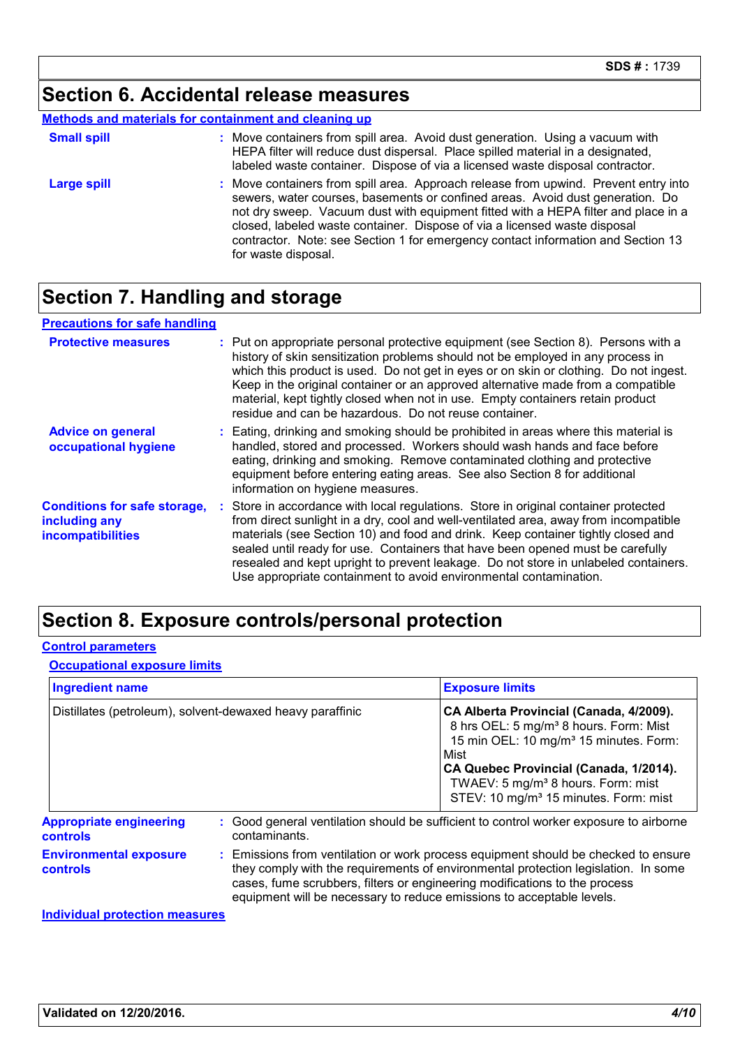## Section 6. Accidental release measures

### Methods and materials for containment and cleaning up

**Small spill** : Move containers from spill area. Avoid dust generation. Using a vacuum with HEPA filter will reduce dust dispersal. Place spilled material in a designated, labeled waste container. Dispose of via a licensed waste disposal contractor.

**Large spill** : Move containers from spill area. Approach release from upwind. Prevent entry into sewers, water courses, basements or confined areas. Avoid dust generation. Do not dry sweep. Vacuum dust with equipment fitted with a HEPA filter and place in a closed, labeled waste container. Dispose of via a licensed waste disposal contractor. Note: see Section 1 for emergency contact information and Section 13 for waste disposal.

## Section 7. Handling and storage

### Precautions for safe handling

**Protective measures** : Put on appropriate personal protective equipment (see Section 8). Persons with a history of skin sensitization problems should not be employed in any process in which this product is used. Do not get in eyes or on skin or clothing. Do not ingest. Keep in the original container or an approved alternative made from a compatible material, kept tightly closed when not in use. Empty containers retain product residue and can be hazardous. Do not reuse container.

**Advice on general occupational hygiene** : Eating, drinking and smoking should be prohibited in areas where this material is handled, stored and processed. Workers should wash hands and face before eating, drinking and smoking. Remove contaminated clothing and protective equipment before entering eating areas. See also Section 8 for additional information on hygiene measures.

**Conditions for safe storage, including any incompatibilities** : Store in accordance with local regulations. Store in original container protected from direct sunlight in a dry, cool and well-ventilated area, away from incompatible materials (see Section 10) and food and drink. Keep container tightly closed and sealed until ready for use. Containers that have been opened must be carefully resealed and kept upright to prevent leakage. Do not store in unlabeled containers. Use appropriate containment to avoid environmental contamination.

## Section 8. Exposure controls/personal protection

### Control parameters

#### Occupational exposure limits

| Ingredient name | Exposure limits |
| --- | --- |
| Distillates (petroleum), solvent-dewaxed heavy paraffinic | **CA Alberta Provincial (Canada, 4/2009).**<br>8 hrs OEL: 5 mg/m³ 8 hours. Form: Mist<br>15 min OEL: 10 mg/m³ 15 minutes. Form: Mist<br>**CA Quebec Provincial (Canada, 1/2014).**<br>TWAEV: 5 mg/m³ 8 hours. Form: mist<br>STEV: 10 mg/m³ 15 minutes. Form: mist |

**Appropriate engineering controls** : Good general ventilation should be sufficient to control worker exposure to airborne contaminants.

**Environmental exposure controls** : Emissions from ventilation or work process equipment should be checked to ensure they comply with the requirements of environmental protection legislation. In some cases, fume scrubbers, filters or engineering modifications to the process equipment will be necessary to reduce emissions to acceptable levels.

### Individual protection measures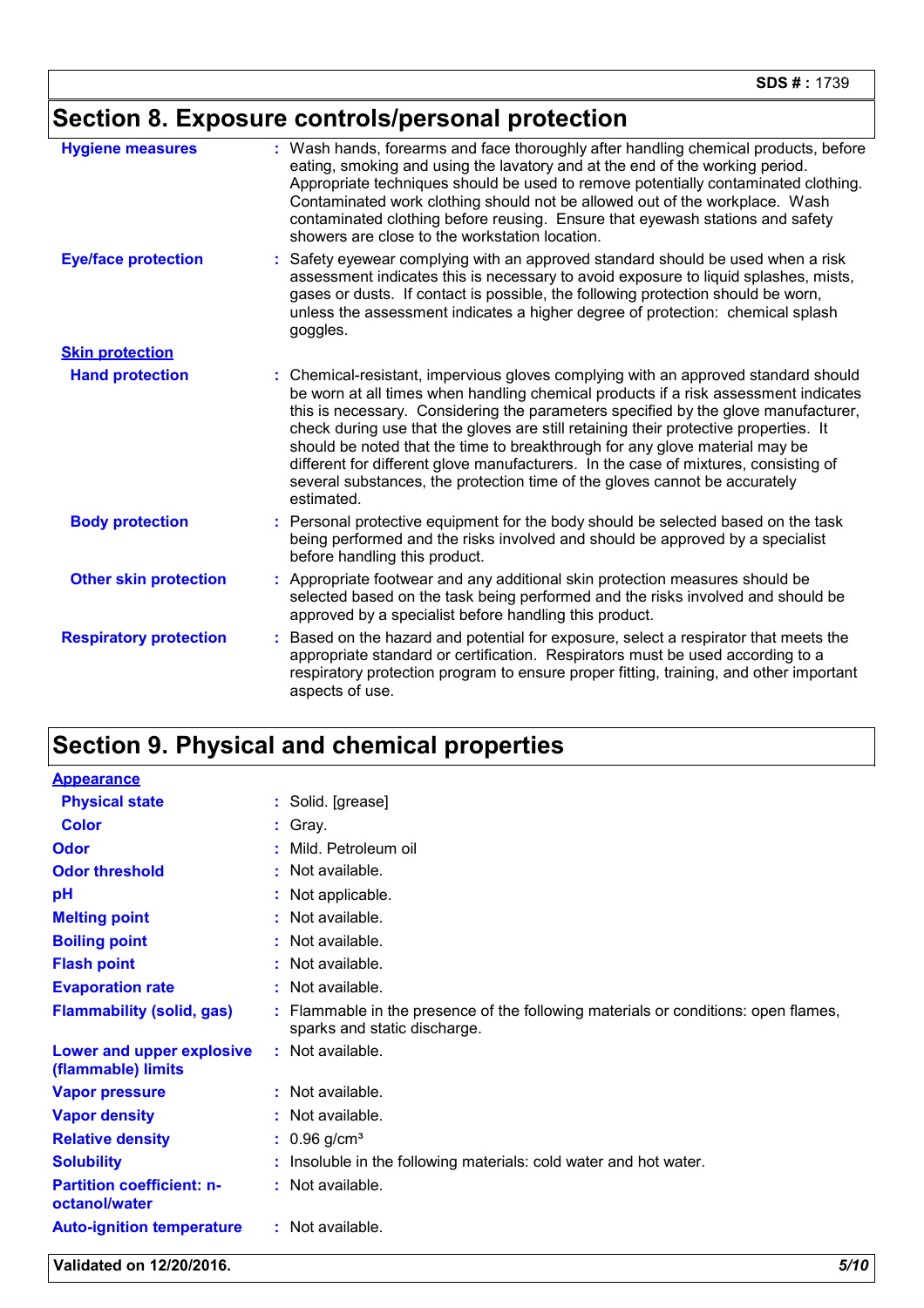## Section 8. Exposure controls/personal protection

**Hygiene measures** : Wash hands, forearms and face thoroughly after handling chemical products, before eating, smoking and using the lavatory and at the end of the working period. Appropriate techniques should be used to remove potentially contaminated clothing. Contaminated work clothing should not be allowed out of the workplace. Wash contaminated clothing before reusing. Ensure that eyewash stations and safety showers are close to the workstation location.

**Eye/face protection** : Safety eyewear complying with an approved standard should be used when a risk assessment indicates this is necessary to avoid exposure to liquid splashes, mists, gases or dusts. If contact is possible, the following protection should be worn, unless the assessment indicates a higher degree of protection: chemical splash goggles.

**Skin protection**

**Hand protection** : Chemical-resistant, impervious gloves complying with an approved standard should be worn at all times when handling chemical products if a risk assessment indicates this is necessary. Considering the parameters specified by the glove manufacturer, check during use that the gloves are still retaining their protective properties. It should be noted that the time to breakthrough for any glove material may be different for different glove manufacturers. In the case of mixtures, consisting of several substances, the protection time of the gloves cannot be accurately estimated.

**Body protection** : Personal protective equipment for the body should be selected based on the task being performed and the risks involved and should be approved by a specialist before handling this product.

**Other skin protection** : Appropriate footwear and any additional skin protection measures should be selected based on the task being performed and the risks involved and should be approved by a specialist before handling this product.

**Respiratory protection** : Based on the hazard and potential for exposure, select a respirator that meets the appropriate standard or certification. Respirators must be used according to a respiratory protection program to ensure proper fitting, training, and other important aspects of use.

## Section 9. Physical and chemical properties

**Appearance**

**Physical state** : Solid. [grease]

**Color** : Gray.

**Odor** : Mild. Petroleum oil

**Odor threshold** : Not available.

**pH** : Not applicable.

**Melting point** : Not available.

**Boiling point** : Not available.

**Flash point** : Not available.

**Evaporation rate** : Not available.

**Flammability (solid, gas)** : Flammable in the presence of the following materials or conditions: open flames, sparks and static discharge.

**Lower and upper explosive (flammable) limits** : Not available.

**Vapor pressure** : Not available.

**Vapor density** : Not available.

**Relative density** : 0.96 g/cm$^3$

**Solubility** : Insoluble in the following materials: cold water and hot water.

**Partition coefficient: n-octanol/water** : Not available.

**Auto-ignition temperature** : Not available.

Validated on 12/20/2016.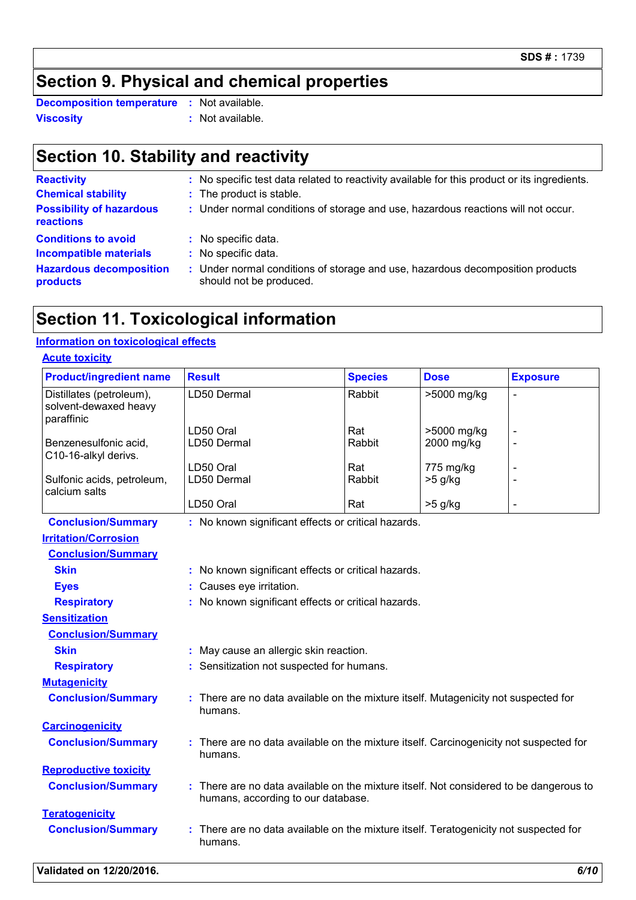## Section 9. Physical and chemical properties

**Decomposition temperature** : Not available.

**Viscosity** : Not available.

## Section 10. Stability and reactivity

**Reactivity** : No specific test data related to reactivity available for this product or its ingredients.

**Chemical stability** : The product is stable.

**Possibility of hazardous reactions** : Under normal conditions of storage and use, hazardous reactions will not occur.

**Conditions to avoid** : No specific data.

**Incompatible materials** : No specific data.

**Hazardous decomposition products** : Under normal conditions of storage and use, hazardous decomposition products should not be produced.

## Section 11. Toxicological information

### Information on toxicological effects

#### Acute toxicity

| Product/ingredient name | Result | Species | Dose | Exposure |
|---|---|---|---|---|
| Distillates (petroleum), solvent-dewaxed heavy paraffinic | LD50 Dermal | Rabbit | >5000 mg/kg | - |
| | LD50 Oral | Rat | >5000 mg/kg | - |
| Benzenesulfonic acid, C10-16-alkyl derivs. | LD50 Dermal | Rabbit | 2000 mg/kg | - |
| | LD50 Oral | Rat | 775 mg/kg | - |
| Sulfonic acids, petroleum, calcium salts | LD50 Dermal | Rabbit | >5 g/kg | - |
| | LD50 Oral | Rat | >5 g/kg | - |

**Conclusion/Summary** : No known significant effects or critical hazards.

#### Irritation/Corrosion

**Conclusion/Summary**

**Skin** : No known significant effects or critical hazards.

**Eyes** : Causes eye irritation.

**Respiratory** : No known significant effects or critical hazards.

#### Sensitization

**Conclusion/Summary**

**Skin** : May cause an allergic skin reaction.

**Respiratory** : Sensitization not suspected for humans.

#### Mutagenicity

**Conclusion/Summary** : There are no data available on the mixture itself. Mutagenicity not suspected for humans.

#### Carcinogenicity

**Conclusion/Summary** : There are no data available on the mixture itself. Carcinogenicity not suspected for humans.

#### Reproductive toxicity

**Conclusion/Summary** : There are no data available on the mixture itself. Not considered to be dangerous to humans, according to our database.

#### Teratogenicity

**Conclusion/Summary** : There are no data available on the mixture itself. Teratogenicity not suspected for humans.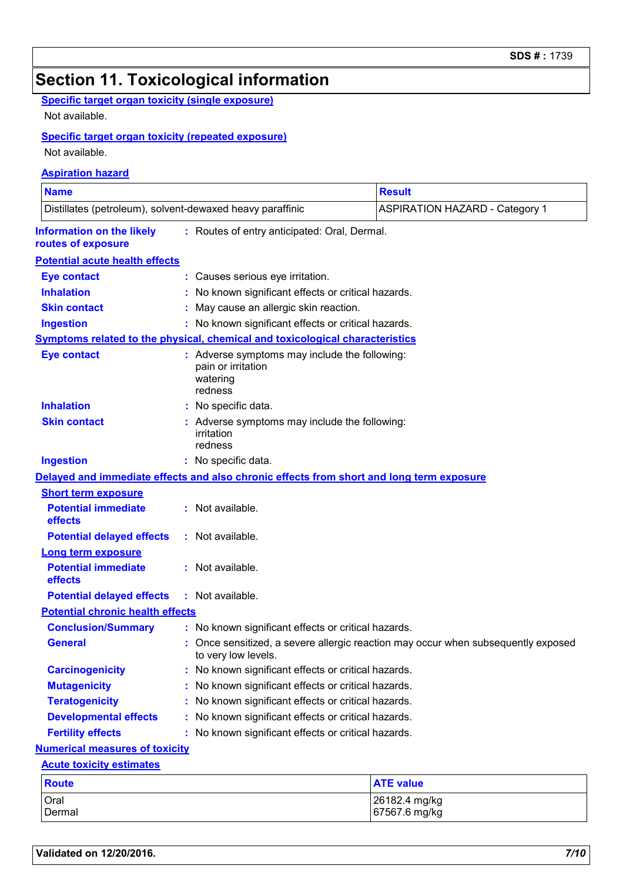## Section 11. Toxicological information

**Specific target organ toxicity (single exposure)**

Not available.

**Specific target organ toxicity (repeated exposure)**

Not available.

**Aspiration hazard**

| Name | Result |
|---|---|
| Distillates (petroleum), solvent-dewaxed heavy paraffinic | ASPIRATION HAZARD - Category 1 |

**Information on the likely routes of exposure** : Routes of entry anticipated: Oral, Dermal.

**Potential acute health effects**

**Eye contact** : Causes serious eye irritation.

**Inhalation** : No known significant effects or critical hazards.

**Skin contact** : May cause an allergic skin reaction.

**Ingestion** : No known significant effects or critical hazards.

**Symptoms related to the physical, chemical and toxicological characteristics**

**Eye contact** : Adverse symptoms may include the following:
pain or irritation
watering
redness

**Inhalation** : No specific data.

**Skin contact** : Adverse symptoms may include the following:
irritation
redness

**Ingestion** : No specific data.

**Delayed and immediate effects and also chronic effects from short and long term exposure**

**Short term exposure**

**Potential immediate effects** : Not available.

**Potential delayed effects** : Not available.

**Long term exposure**

**Potential immediate effects** : Not available.

**Potential delayed effects** : Not available.

**Potential chronic health effects**

**Conclusion/Summary** : No known significant effects or critical hazards.

**General** : Once sensitized, a severe allergic reaction may occur when subsequently exposed to very low levels.

**Carcinogenicity** : No known significant effects or critical hazards.

**Mutagenicity** : No known significant effects or critical hazards.

**Teratogenicity** : No known significant effects or critical hazards.

**Developmental effects** : No known significant effects or critical hazards.

**Fertility effects** : No known significant effects or critical hazards.

**Numerical measures of toxicity**

**Acute toxicity estimates**

| Route | ATE value |
|---|---|
| Oral | 26182.4 mg/kg |
| Dermal | 67567.6 mg/kg |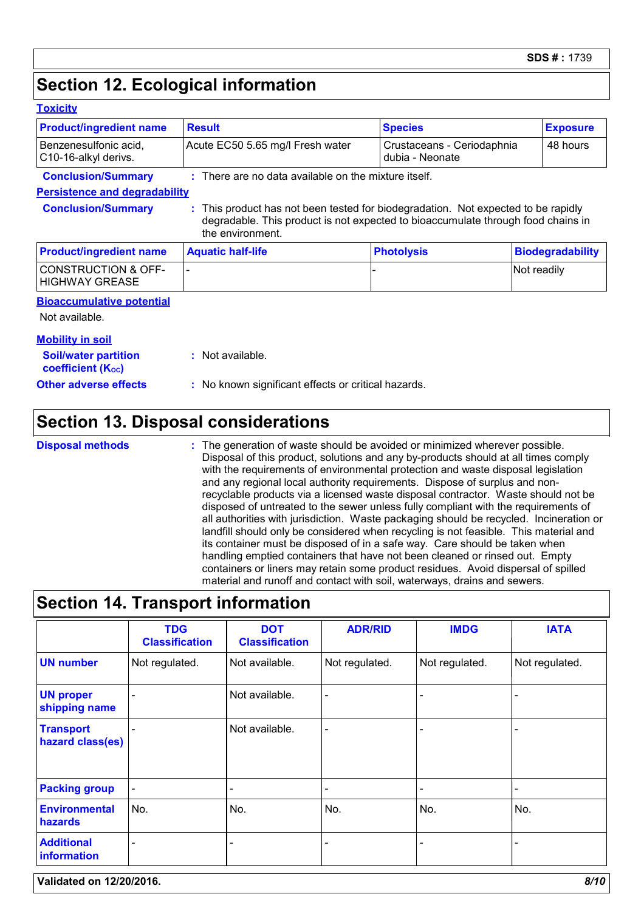## Section 12. Ecological information

### Toxicity

| Product/ingredient name | Result | Species | Exposure |
|---|---|---|---|
| Benzenesulfonic acid, C10-16-alkyl derivs. | Acute EC50 5.65 mg/l Fresh water | Crustaceans - Ceriodaphnia dubia - Neonate | 48 hours |

**Conclusion/Summary** : There are no data available on the mixture itself.

### Persistence and degradability

**Conclusion/Summary** : This product has not been tested for biodegradation. Not expected to be rapidly degradable. This product is not expected to bioaccumulate through food chains in the environment.

| Product/ingredient name | Aquatic half-life | Photolysis | Biodegradability |
|---|---|---|---|
| CONSTRUCTION & OFF-HIGHWAY GREASE | - | - | Not readily |

### Bioaccumulative potential

Not available.

### Mobility in soil

**Soil/water partition coefficient ($K_{OC}$)** : Not available.

**Other adverse effects** : No known significant effects or critical hazards.

## Section 13. Disposal considerations

**Disposal methods** : The generation of waste should be avoided or minimized wherever possible. Disposal of this product, solutions and any by-products should at all times comply with the requirements of environmental protection and waste disposal legislation and any regional local authority requirements. Dispose of surplus and non-recyclable products via a licensed waste disposal contractor. Waste should not be disposed of untreated to the sewer unless fully compliant with the requirements of all authorities with jurisdiction. Waste packaging should be recycled. Incineration or landfill should only be considered when recycling is not feasible. This material and its container must be disposed of in a safe way. Care should be taken when handling emptied containers that have not been cleaned or rinsed out. Empty containers or liners may retain some product residues. Avoid dispersal of spilled material and runoff and contact with soil, waterways, drains and sewers.

## Section 14. Transport information

| | TDG Classification | DOT Classification | ADR/RID | IMDG | IATA |
|---|---|---|---|---|---|
| UN number | Not regulated. | Not available. | Not regulated. | Not regulated. | Not regulated. |
| UN proper shipping name | - | Not available. | - | - | - |
| Transport hazard class(es) | - | Not available. | - | - | - |
| Packing group | - | - | - | - | - |
| Environmental hazards | No. | No. | No. | No. | No. |
| Additional information | - | - | - | - | - |

**Validated on 12/20/2016.**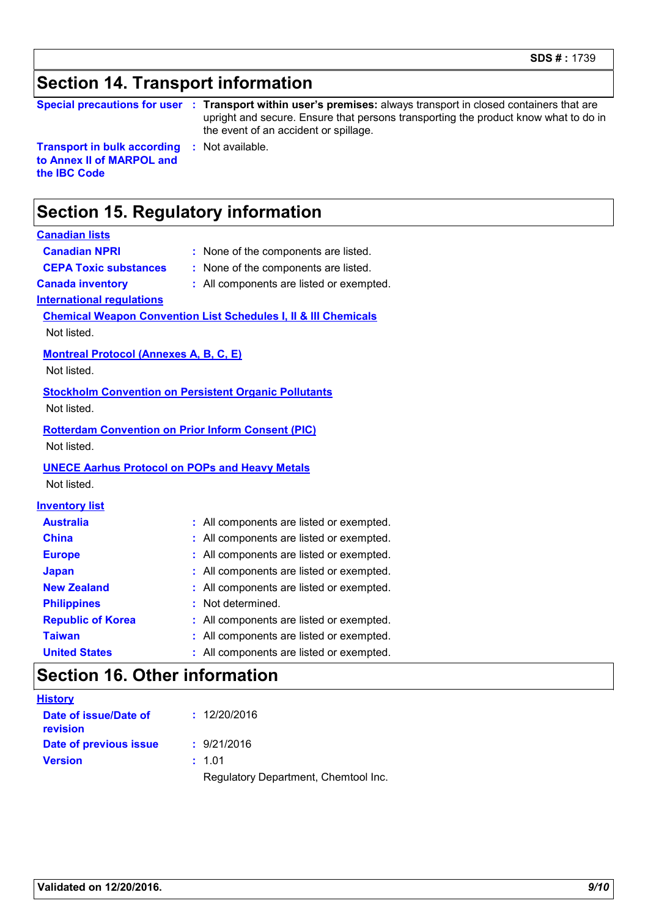## Section 14. Transport information

**Special precautions for user** : **Transport within user's premises:** always transport in closed containers that are upright and secure. Ensure that persons transporting the product know what to do in the event of an accident or spillage.

**Transport in bulk according to Annex II of MARPOL and the IBC Code** : Not available.

## Section 15. Regulatory information

**Canadian lists**

**Canadian NPRI** : None of the components are listed.

**CEPA Toxic substances** : None of the components are listed.

**Canada inventory** : All components are listed or exempted.

**International regulations**

**Chemical Weapon Convention List Schedules I, II & III Chemicals**

Not listed.

**Montreal Protocol (Annexes A, B, C, E)**

Not listed.

**Stockholm Convention on Persistent Organic Pollutants**

Not listed.

**Rotterdam Convention on Prior Inform Consent (PIC)**

Not listed.

**UNECE Aarhus Protocol on POPs and Heavy Metals**

Not listed.

**Inventory list**

**Australia** : All components are listed or exempted.

**China** : All components are listed or exempted.

**Europe** : All components are listed or exempted.

**Japan** : All components are listed or exempted.

**New Zealand** : All components are listed or exempted.

**Philippines** : Not determined.

**Republic of Korea** : All components are listed or exempted.

**Taiwan** : All components are listed or exempted.

**United States** : All components are listed or exempted.

## Section 16. Other information

**History**

**Date of issue/Date of revision** : 12/20/2016

**Date of previous issue** : 9/21/2016

**Version** : 1.01

Regulatory Department, Chemtool Inc.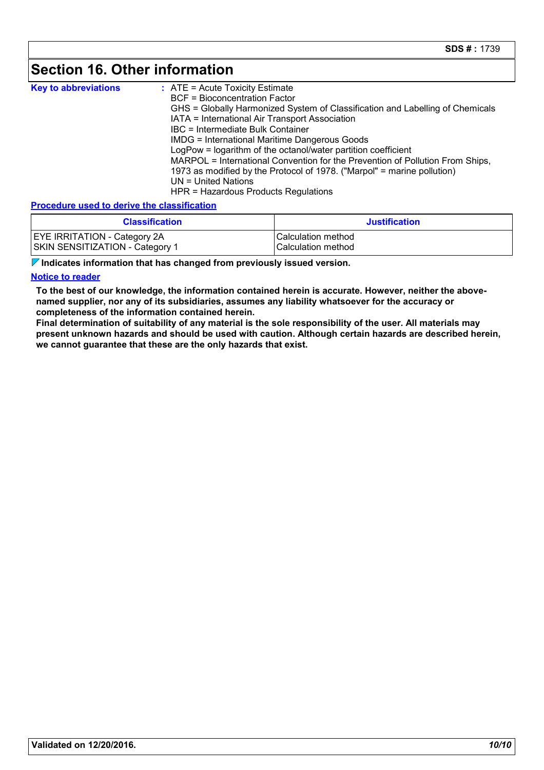## Section 16. Other information

**Key to abbreviations** : ATE = Acute Toxicity Estimate
BCF = Bioconcentration Factor
GHS = Globally Harmonized System of Classification and Labelling of Chemicals
IATA = International Air Transport Association
IBC = Intermediate Bulk Container
IMDG = International Maritime Dangerous Goods
LogPow = logarithm of the octanol/water partition coefficient
MARPOL = International Convention for the Prevention of Pollution From Ships, 1973 as modified by the Protocol of 1978. ("Marpol" = marine pollution)
UN = United Nations
HPR = Hazardous Products Regulations

### Procedure used to derive the classification

| Classification | Justification |
| --- | --- |
| EYE IRRITATION - Category 2A | Calculation method |
| SKIN SENSITIZATION - Category 1 | Calculation method |

**Indicates information that has changed from previously issued version.**

### Notice to reader

**To the best of our knowledge, the information contained herein is accurate. However, neither the above-named supplier, nor any of its subsidiaries, assumes any liability whatsoever for the accuracy or completeness of the information contained herein.**
**Final determination of suitability of any material is the sole responsibility of the user. All materials may present unknown hazards and should be used with caution. Although certain hazards are described herein, we cannot guarantee that these are the only hazards that exist.**